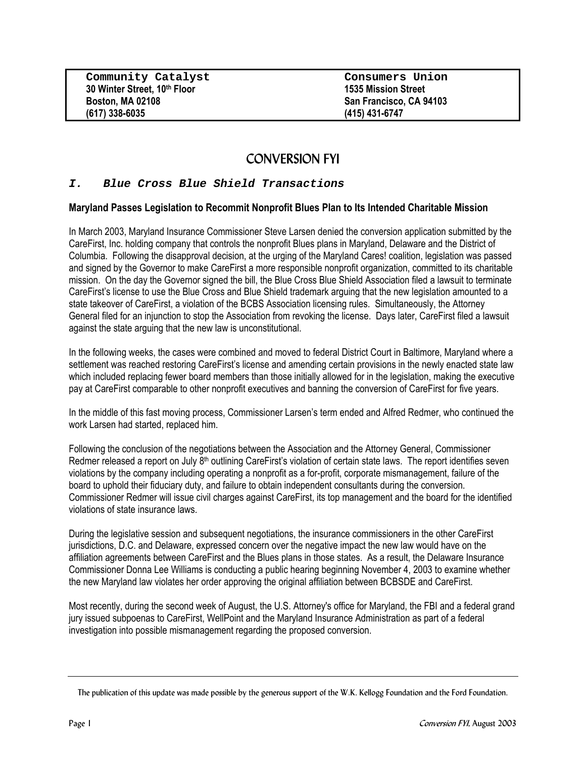| Community Catalyst | Consumers Union |
|---|---|
| 30 Winter Street, 10th Floor | 1535 Mission Street |
| Boston, MA 02108 | San Francisco, CA 94103 |
| (617) 338-6035 | (415) 431-6747 |

# CONVERSION FYI

## *I. Blue Cross Blue Shield Transactions*

### Maryland Passes Legislation to Recommit Nonprofit Blues Plan to Its Intended Charitable Mission

In March 2003, Maryland Insurance Commissioner Steve Larsen denied the conversion application submitted by the CareFirst, Inc. holding company that controls the nonprofit Blues plans in Maryland, Delaware and the District of Columbia. Following the disapproval decision, at the urging of the Maryland Cares! coalition, legislation was passed and signed by the Governor to make CareFirst a more responsible nonprofit organization, committed to its charitable mission. On the day the Governor signed the bill, the Blue Cross Blue Shield Association filed a lawsuit to terminate CareFirst's license to use the Blue Cross and Blue Shield trademark arguing that the new legislation amounted to a state takeover of CareFirst, a violation of the BCBS Association licensing rules. Simultaneously, the Attorney General filed for an injunction to stop the Association from revoking the license. Days later, CareFirst filed a lawsuit against the state arguing that the new law is unconstitutional.

In the following weeks, the cases were combined and moved to federal District Court in Baltimore, Maryland where a settlement was reached restoring CareFirst's license and amending certain provisions in the newly enacted state law which included replacing fewer board members than those initially allowed for in the legislation, making the executive pay at CareFirst comparable to other nonprofit executives and banning the conversion of CareFirst for five years.

In the middle of this fast moving process, Commissioner Larsen's term ended and Alfred Redmer, who continued the work Larsen had started, replaced him.

Following the conclusion of the negotiations between the Association and the Attorney General, Commissioner Redmer released a report on July 8th outlining CareFirst's violation of certain state laws. The report identifies seven violations by the company including operating a nonprofit as a for-profit, corporate mismanagement, failure of the board to uphold their fiduciary duty, and failure to obtain independent consultants during the conversion. Commissioner Redmer will issue civil charges against CareFirst, its top management and the board for the identified violations of state insurance laws.

During the legislative session and subsequent negotiations, the insurance commissioners in the other CareFirst jurisdictions, D.C. and Delaware, expressed concern over the negative impact the new law would have on the affiliation agreements between CareFirst and the Blues plans in those states. As a result, the Delaware Insurance Commissioner Donna Lee Williams is conducting a public hearing beginning November 4, 2003 to examine whether the new Maryland law violates her order approving the original affiliation between BCBSDE and CareFirst.

Most recently, during the second week of August, the U.S. Attorney's office for Maryland, the FBI and a federal grand jury issued subpoenas to CareFirst, WellPoint and the Maryland Insurance Administration as part of a federal investigation into possible mismanagement regarding the proposed conversion.

---

The publication of this update was made possible by the generous support of the W.K. Kellogg Foundation and the Ford Foundation.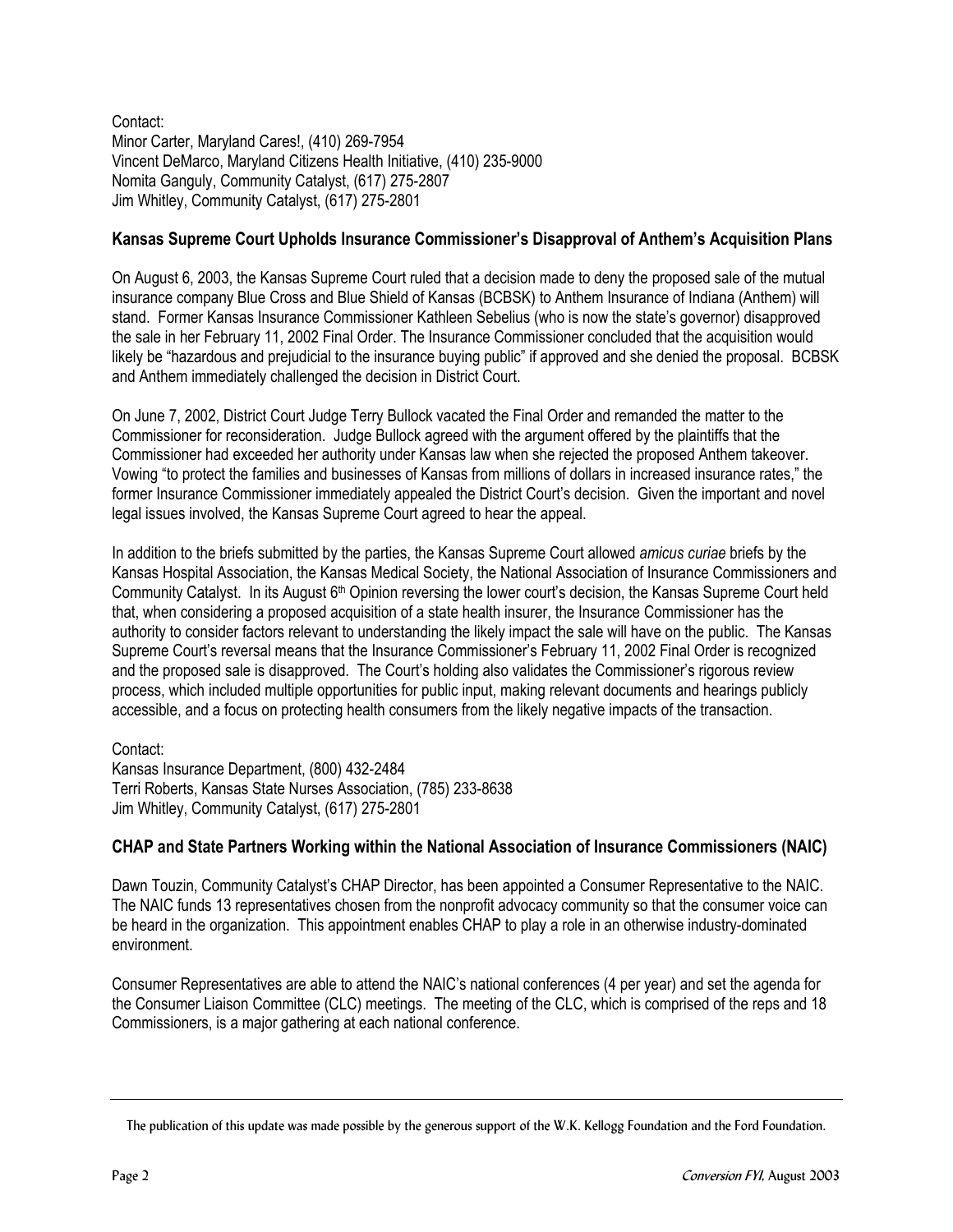Contact:
Minor Carter, Maryland Cares!, (410) 269-7954
Vincent DeMarco, Maryland Citizens Health Initiative, (410) 235-9000
Nomita Ganguly, Community Catalyst, (617) 275-2807
Jim Whitley, Community Catalyst, (617) 275-2801

### Kansas Supreme Court Upholds Insurance Commissioner's Disapproval of Anthem's Acquisition Plans

On August 6, 2003, the Kansas Supreme Court ruled that a decision made to deny the proposed sale of the mutual insurance company Blue Cross and Blue Shield of Kansas (BCBSK) to Anthem Insurance of Indiana (Anthem) will stand. Former Kansas Insurance Commissioner Kathleen Sebelius (who is now the state's governor) disapproved the sale in her February 11, 2002 Final Order. The Insurance Commissioner concluded that the acquisition would likely be "hazardous and prejudicial to the insurance buying public" if approved and she denied the proposal. BCBSK and Anthem immediately challenged the decision in District Court.

On June 7, 2002, District Court Judge Terry Bullock vacated the Final Order and remanded the matter to the Commissioner for reconsideration. Judge Bullock agreed with the argument offered by the plaintiffs that the Commissioner had exceeded her authority under Kansas law when she rejected the proposed Anthem takeover. Vowing "to protect the families and businesses of Kansas from millions of dollars in increased insurance rates," the former Insurance Commissioner immediately appealed the District Court's decision. Given the important and novel legal issues involved, the Kansas Supreme Court agreed to hear the appeal.

In addition to the briefs submitted by the parties, the Kansas Supreme Court allowed *amicus curiae* briefs by the Kansas Hospital Association, the Kansas Medical Society, the National Association of Insurance Commissioners and Community Catalyst. In its August 6th Opinion reversing the lower court's decision, the Kansas Supreme Court held that, when considering a proposed acquisition of a state health insurer, the Insurance Commissioner has the authority to consider factors relevant to understanding the likely impact the sale will have on the public. The Kansas Supreme Court's reversal means that the Insurance Commissioner's February 11, 2002 Final Order is recognized and the proposed sale is disapproved. The Court's holding also validates the Commissioner's rigorous review process, which included multiple opportunities for public input, making relevant documents and hearings publicly accessible, and a focus on protecting health consumers from the likely negative impacts of the transaction.

Contact:
Kansas Insurance Department, (800) 432-2484
Terri Roberts, Kansas State Nurses Association, (785) 233-8638
Jim Whitley, Community Catalyst, (617) 275-2801

### CHAP and State Partners Working within the National Association of Insurance Commissioners (NAIC)

Dawn Touzin, Community Catalyst's CHAP Director, has been appointed a Consumer Representative to the NAIC. The NAIC funds 13 representatives chosen from the nonprofit advocacy community so that the consumer voice can be heard in the organization. This appointment enables CHAP to play a role in an otherwise industry-dominated environment.

Consumer Representatives are able to attend the NAIC's national conferences (4 per year) and set the agenda for the Consumer Liaison Committee (CLC) meetings. The meeting of the CLC, which is comprised of the reps and 18 Commissioners, is a major gathering at each national conference.

The publication of this update was made possible by the generous support of the W.K. Kellogg Foundation and the Ford Foundation.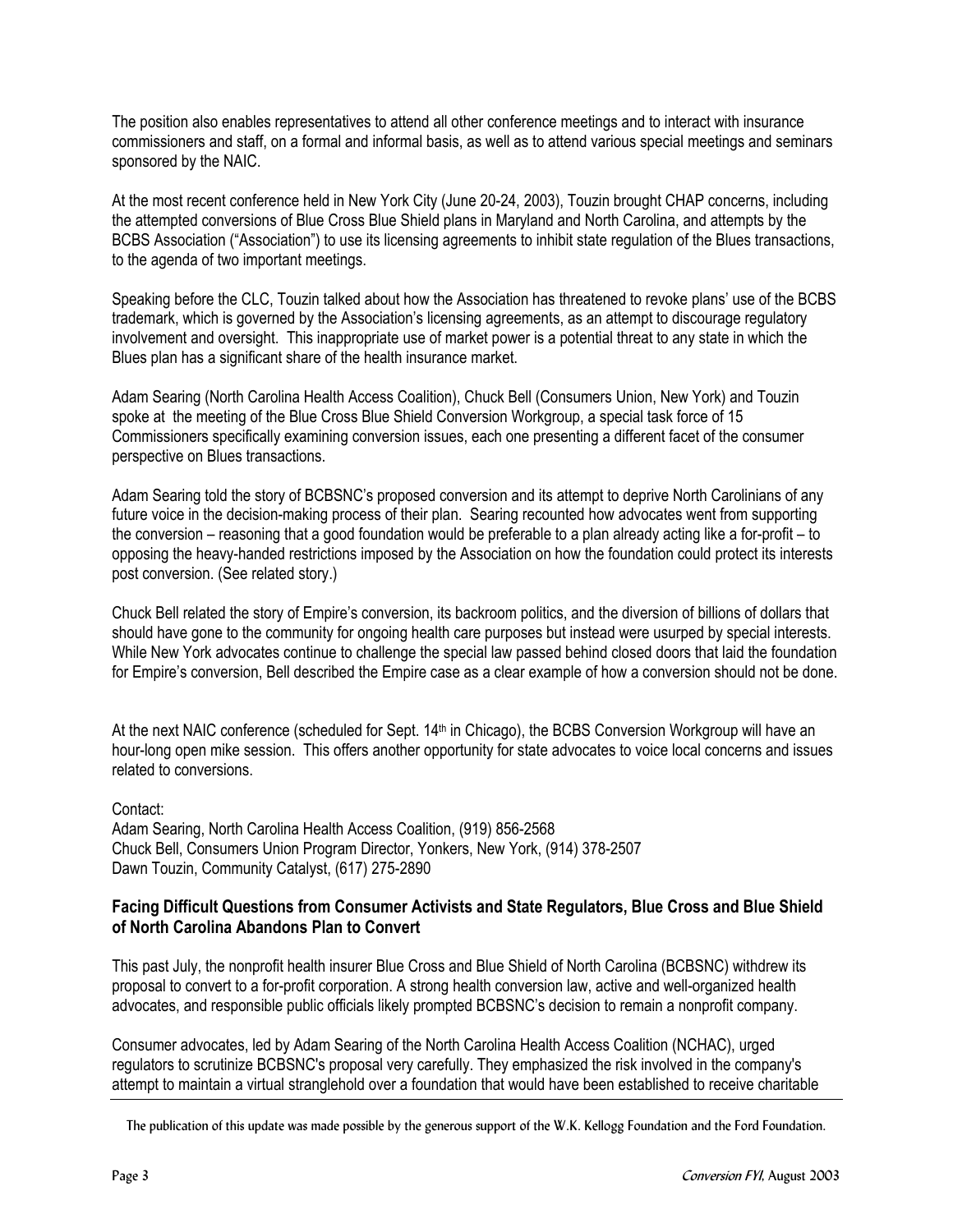The position also enables representatives to attend all other conference meetings and to interact with insurance commissioners and staff, on a formal and informal basis, as well as to attend various special meetings and seminars sponsored by the NAIC.

At the most recent conference held in New York City (June 20-24, 2003), Touzin brought CHAP concerns, including the attempted conversions of Blue Cross Blue Shield plans in Maryland and North Carolina, and attempts by the BCBS Association ("Association") to use its licensing agreements to inhibit state regulation of the Blues transactions, to the agenda of two important meetings.

Speaking before the CLC, Touzin talked about how the Association has threatened to revoke plans' use of the BCBS trademark, which is governed by the Association's licensing agreements, as an attempt to discourage regulatory involvement and oversight. This inappropriate use of market power is a potential threat to any state in which the Blues plan has a significant share of the health insurance market.

Adam Searing (North Carolina Health Access Coalition), Chuck Bell (Consumers Union, New York) and Touzin spoke at the meeting of the Blue Cross Blue Shield Conversion Workgroup, a special task force of 15 Commissioners specifically examining conversion issues, each one presenting a different facet of the consumer perspective on Blues transactions.

Adam Searing told the story of BCBSNC's proposed conversion and its attempt to deprive North Carolinians of any future voice in the decision-making process of their plan. Searing recounted how advocates went from supporting the conversion – reasoning that a good foundation would be preferable to a plan already acting like a for-profit – to opposing the heavy-handed restrictions imposed by the Association on how the foundation could protect its interests post conversion. (See related story.)

Chuck Bell related the story of Empire's conversion, its backroom politics, and the diversion of billions of dollars that should have gone to the community for ongoing health care purposes but instead were usurped by special interests. While New York advocates continue to challenge the special law passed behind closed doors that laid the foundation for Empire's conversion, Bell described the Empire case as a clear example of how a conversion should not be done.

At the next NAIC conference (scheduled for Sept. 14th in Chicago), the BCBS Conversion Workgroup will have an hour-long open mike session. This offers another opportunity for state advocates to voice local concerns and issues related to conversions.

Contact:
Adam Searing, North Carolina Health Access Coalition, (919) 856-2568
Chuck Bell, Consumers Union Program Director, Yonkers, New York, (914) 378-2507
Dawn Touzin, Community Catalyst, (617) 275-2890

### Facing Difficult Questions from Consumer Activists and State Regulators, Blue Cross and Blue Shield of North Carolina Abandons Plan to Convert

This past July, the nonprofit health insurer Blue Cross and Blue Shield of North Carolina (BCBSNC) withdrew its proposal to convert to a for-profit corporation. A strong health conversion law, active and well-organized health advocates, and responsible public officials likely prompted BCBSNC's decision to remain a nonprofit company.

Consumer advocates, led by Adam Searing of the North Carolina Health Access Coalition (NCHAC), urged regulators to scrutinize BCBSNC's proposal very carefully. They emphasized the risk involved in the company's attempt to maintain a virtual stranglehold over a foundation that would have been established to receive charitable

The publication of this update was made possible by the generous support of the W.K. Kellogg Foundation and the Ford Foundation.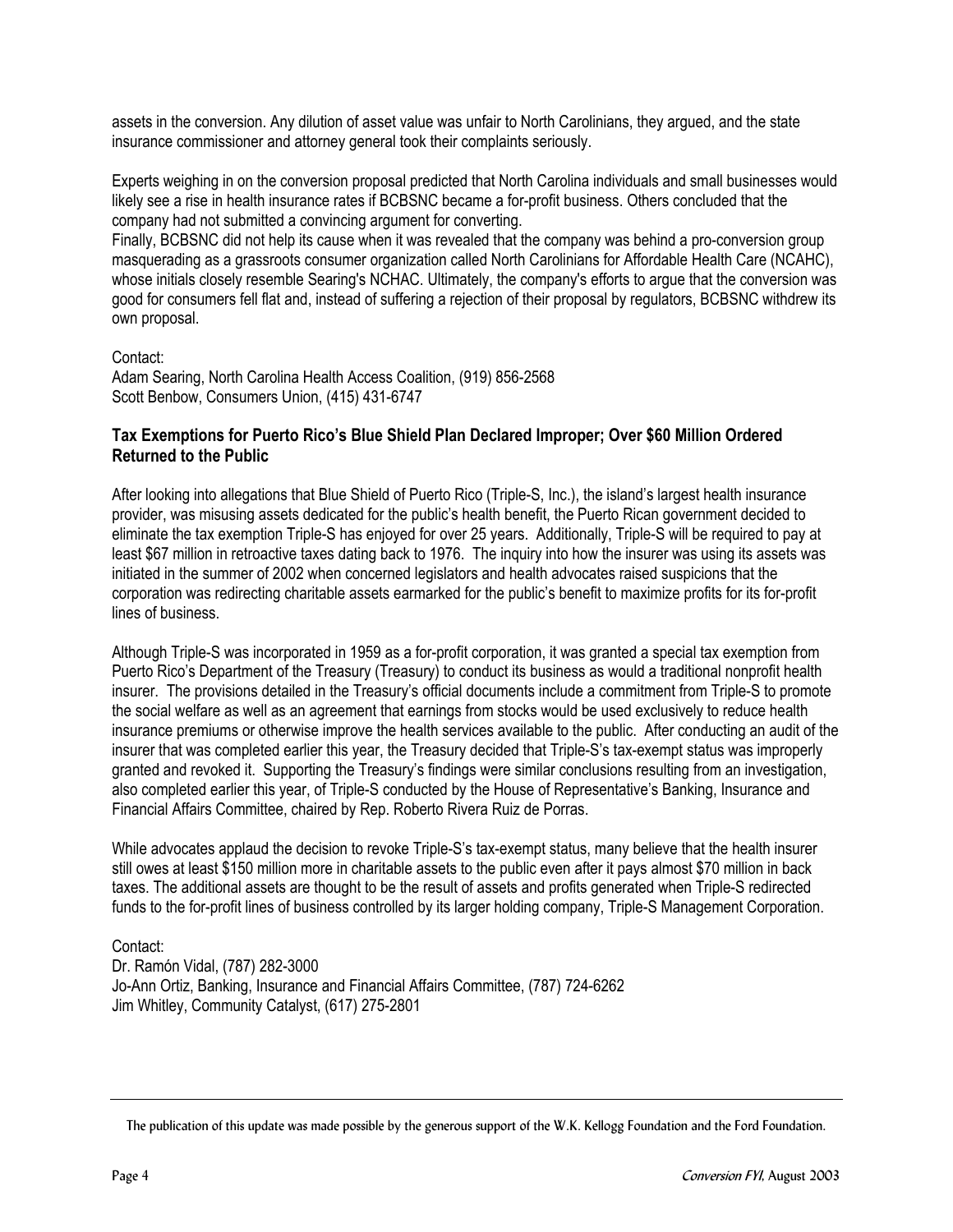assets in the conversion. Any dilution of asset value was unfair to North Carolinians, they argued, and the state insurance commissioner and attorney general took their complaints seriously.

Experts weighing in on the conversion proposal predicted that North Carolina individuals and small businesses would likely see a rise in health insurance rates if BCBSNC became a for-profit business. Others concluded that the company had not submitted a convincing argument for converting.

Finally, BCBSNC did not help its cause when it was revealed that the company was behind a pro-conversion group masquerading as a grassroots consumer organization called North Carolinians for Affordable Health Care (NCAHC), whose initials closely resemble Searing's NCHAC. Ultimately, the company's efforts to argue that the conversion was good for consumers fell flat and, instead of suffering a rejection of their proposal by regulators, BCBSNC withdrew its own proposal.

Contact:
Adam Searing, North Carolina Health Access Coalition, (919) 856-2568
Scott Benbow, Consumers Union, (415) 431-6747

### Tax Exemptions for Puerto Rico's Blue Shield Plan Declared Improper; Over $60 Million Ordered Returned to the Public

After looking into allegations that Blue Shield of Puerto Rico (Triple-S, Inc.), the island's largest health insurance provider, was misusing assets dedicated for the public's health benefit, the Puerto Rican government decided to eliminate the tax exemption Triple-S has enjoyed for over 25 years. Additionally, Triple-S will be required to pay at least $67 million in retroactive taxes dating back to 1976. The inquiry into how the insurer was using its assets was initiated in the summer of 2002 when concerned legislators and health advocates raised suspicions that the corporation was redirecting charitable assets earmarked for the public's benefit to maximize profits for its for-profit lines of business.

Although Triple-S was incorporated in 1959 as a for-profit corporation, it was granted a special tax exemption from Puerto Rico's Department of the Treasury (Treasury) to conduct its business as would a traditional nonprofit health insurer. The provisions detailed in the Treasury's official documents include a commitment from Triple-S to promote the social welfare as well as an agreement that earnings from stocks would be used exclusively to reduce health insurance premiums or otherwise improve the health services available to the public. After conducting an audit of the insurer that was completed earlier this year, the Treasury decided that Triple-S's tax-exempt status was improperly granted and revoked it. Supporting the Treasury's findings were similar conclusions resulting from an investigation, also completed earlier this year, of Triple-S conducted by the House of Representative's Banking, Insurance and Financial Affairs Committee, chaired by Rep. Roberto Rivera Ruiz de Porras.

While advocates applaud the decision to revoke Triple-S's tax-exempt status, many believe that the health insurer still owes at least $150 million more in charitable assets to the public even after it pays almost $70 million in back taxes. The additional assets are thought to be the result of assets and profits generated when Triple-S redirected funds to the for-profit lines of business controlled by its larger holding company, Triple-S Management Corporation.

Contact:
Dr. Ramón Vidal, (787) 282-3000
Jo-Ann Ortiz, Banking, Insurance and Financial Affairs Committee, (787) 724-6262
Jim Whitley, Community Catalyst, (617) 275-2801

---

The publication of this update was made possible by the generous support of the W.K. Kellogg Foundation and the Ford Foundation.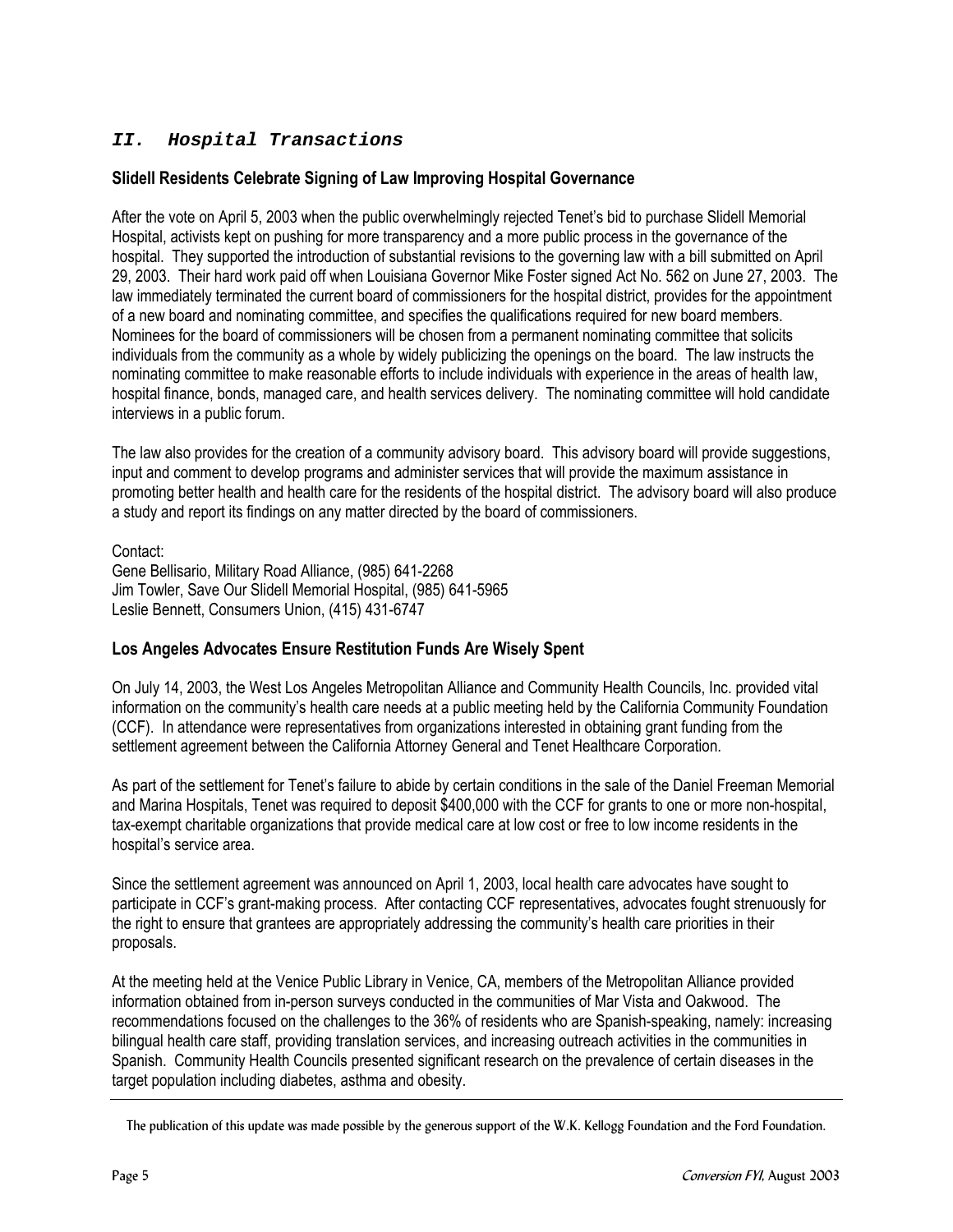## *II. Hospital Transactions*

### Slidell Residents Celebrate Signing of Law Improving Hospital Governance

After the vote on April 5, 2003 when the public overwhelmingly rejected Tenet's bid to purchase Slidell Memorial Hospital, activists kept on pushing for more transparency and a more public process in the governance of the hospital. They supported the introduction of substantial revisions to the governing law with a bill submitted on April 29, 2003. Their hard work paid off when Louisiana Governor Mike Foster signed Act No. 562 on June 27, 2003. The law immediately terminated the current board of commissioners for the hospital district, provides for the appointment of a new board and nominating committee, and specifies the qualifications required for new board members. Nominees for the board of commissioners will be chosen from a permanent nominating committee that solicits individuals from the community as a whole by widely publicizing the openings on the board. The law instructs the nominating committee to make reasonable efforts to include individuals with experience in the areas of health law, hospital finance, bonds, managed care, and health services delivery. The nominating committee will hold candidate interviews in a public forum.

The law also provides for the creation of a community advisory board. This advisory board will provide suggestions, input and comment to develop programs and administer services that will provide the maximum assistance in promoting better health and health care for the residents of the hospital district. The advisory board will also produce a study and report its findings on any matter directed by the board of commissioners.

Contact:
Gene Bellisario, Military Road Alliance, (985) 641-2268
Jim Towler, Save Our Slidell Memorial Hospital, (985) 641-5965
Leslie Bennett, Consumers Union, (415) 431-6747

### Los Angeles Advocates Ensure Restitution Funds Are Wisely Spent

On July 14, 2003, the West Los Angeles Metropolitan Alliance and Community Health Councils, Inc. provided vital information on the community's health care needs at a public meeting held by the California Community Foundation (CCF). In attendance were representatives from organizations interested in obtaining grant funding from the settlement agreement between the California Attorney General and Tenet Healthcare Corporation.

As part of the settlement for Tenet's failure to abide by certain conditions in the sale of the Daniel Freeman Memorial and Marina Hospitals, Tenet was required to deposit $400,000 with the CCF for grants to one or more non-hospital, tax-exempt charitable organizations that provide medical care at low cost or free to low income residents in the hospital's service area.

Since the settlement agreement was announced on April 1, 2003, local health care advocates have sought to participate in CCF's grant-making process. After contacting CCF representatives, advocates fought strenuously for the right to ensure that grantees are appropriately addressing the community's health care priorities in their proposals.

At the meeting held at the Venice Public Library in Venice, CA, members of the Metropolitan Alliance provided information obtained from in-person surveys conducted in the communities of Mar Vista and Oakwood. The recommendations focused on the challenges to the 36% of residents who are Spanish-speaking, namely: increasing bilingual health care staff, providing translation services, and increasing outreach activities in the communities in Spanish. Community Health Councils presented significant research on the prevalence of certain diseases in the target population including diabetes, asthma and obesity.

The publication of this update was made possible by the generous support of the W.K. Kellogg Foundation and the Ford Foundation.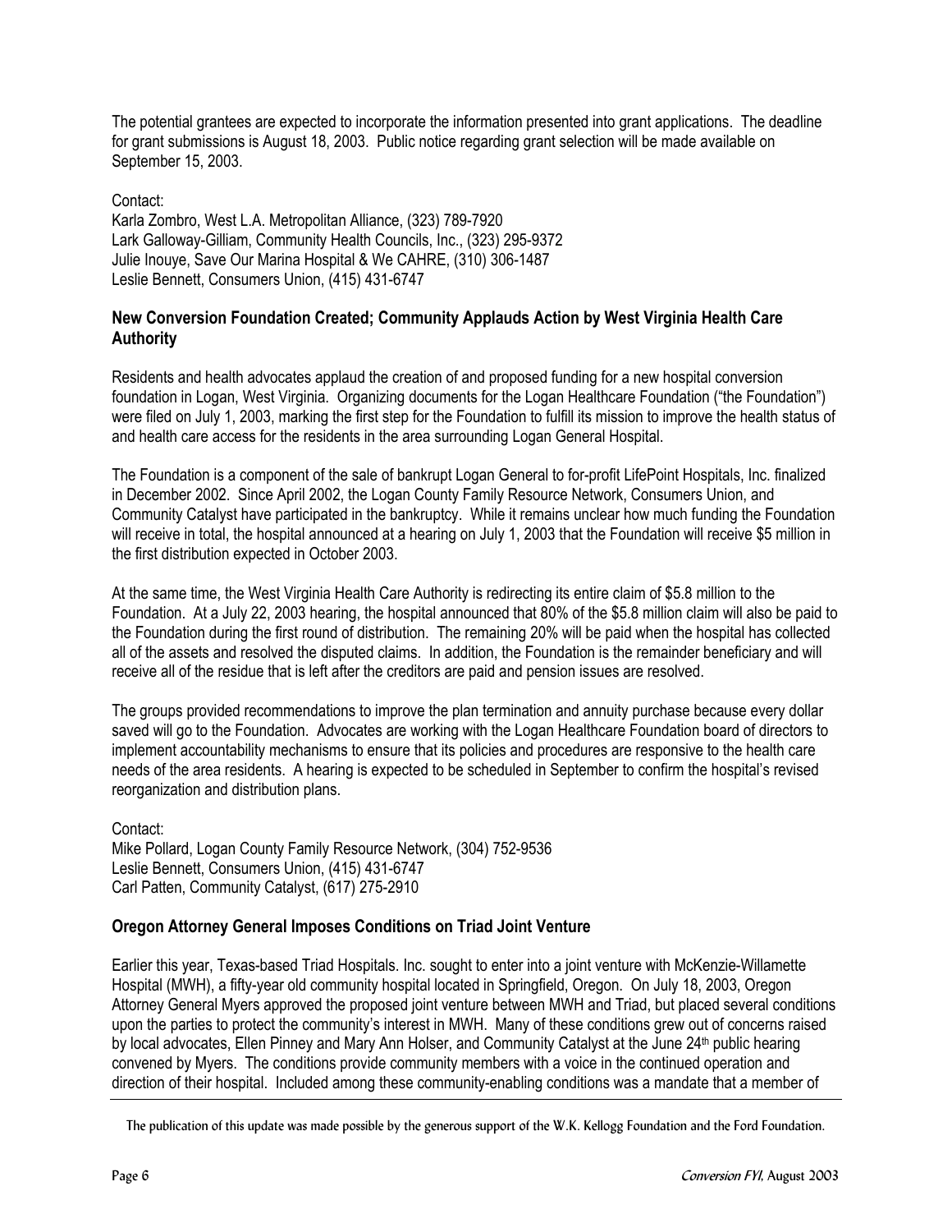The potential grantees are expected to incorporate the information presented into grant applications. The deadline for grant submissions is August 18, 2003. Public notice regarding grant selection will be made available on September 15, 2003.

Contact:
Karla Zombro, West L.A. Metropolitan Alliance, (323) 789-7920
Lark Galloway-Gilliam, Community Health Councils, Inc., (323) 295-9372
Julie Inouye, Save Our Marina Hospital & We CAHRE, (310) 306-1487
Leslie Bennett, Consumers Union, (415) 431-6747

### New Conversion Foundation Created; Community Applauds Action by West Virginia Health Care Authority

Residents and health advocates applaud the creation of and proposed funding for a new hospital conversion foundation in Logan, West Virginia. Organizing documents for the Logan Healthcare Foundation ("the Foundation") were filed on July 1, 2003, marking the first step for the Foundation to fulfill its mission to improve the health status of and health care access for the residents in the area surrounding Logan General Hospital.

The Foundation is a component of the sale of bankrupt Logan General to for-profit LifePoint Hospitals, Inc. finalized in December 2002. Since April 2002, the Logan County Family Resource Network, Consumers Union, and Community Catalyst have participated in the bankruptcy. While it remains unclear how much funding the Foundation will receive in total, the hospital announced at a hearing on July 1, 2003 that the Foundation will receive $5 million in the first distribution expected in October 2003.

At the same time, the West Virginia Health Care Authority is redirecting its entire claim of $5.8 million to the Foundation. At a July 22, 2003 hearing, the hospital announced that 80% of the $5.8 million claim will also be paid to the Foundation during the first round of distribution. The remaining 20% will be paid when the hospital has collected all of the assets and resolved the disputed claims. In addition, the Foundation is the remainder beneficiary and will receive all of the residue that is left after the creditors are paid and pension issues are resolved.

The groups provided recommendations to improve the plan termination and annuity purchase because every dollar saved will go to the Foundation. Advocates are working with the Logan Healthcare Foundation board of directors to implement accountability mechanisms to ensure that its policies and procedures are responsive to the health care needs of the area residents. A hearing is expected to be scheduled in September to confirm the hospital's revised reorganization and distribution plans.

Contact:
Mike Pollard, Logan County Family Resource Network, (304) 752-9536
Leslie Bennett, Consumers Union, (415) 431-6747
Carl Patten, Community Catalyst, (617) 275-2910

### Oregon Attorney General Imposes Conditions on Triad Joint Venture

Earlier this year, Texas-based Triad Hospitals. Inc. sought to enter into a joint venture with McKenzie-Willamette Hospital (MWH), a fifty-year old community hospital located in Springfield, Oregon. On July 18, 2003, Oregon Attorney General Myers approved the proposed joint venture between MWH and Triad, but placed several conditions upon the parties to protect the community's interest in MWH. Many of these conditions grew out of concerns raised by local advocates, Ellen Pinney and Mary Ann Holser, and Community Catalyst at the June 24th public hearing convened by Myers. The conditions provide community members with a voice in the continued operation and direction of their hospital. Included among these community-enabling conditions was a mandate that a member of

The publication of this update was made possible by the generous support of the W.K. Kellogg Foundation and the Ford Foundation.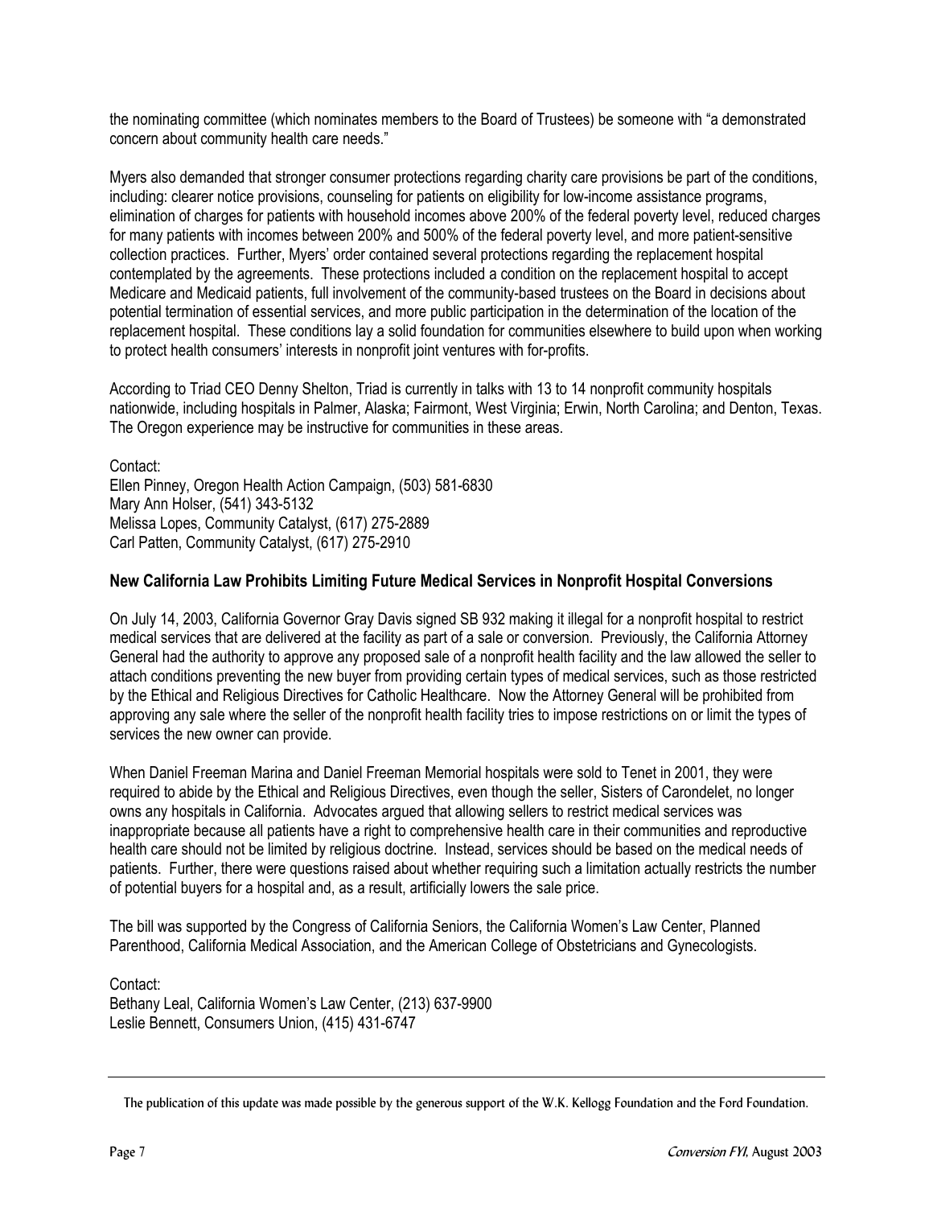the nominating committee (which nominates members to the Board of Trustees) be someone with "a demonstrated concern about community health care needs."

Myers also demanded that stronger consumer protections regarding charity care provisions be part of the conditions, including: clearer notice provisions, counseling for patients on eligibility for low-income assistance programs, elimination of charges for patients with household incomes above 200% of the federal poverty level, reduced charges for many patients with incomes between 200% and 500% of the federal poverty level, and more patient-sensitive collection practices. Further, Myers' order contained several protections regarding the replacement hospital contemplated by the agreements. These protections included a condition on the replacement hospital to accept Medicare and Medicaid patients, full involvement of the community-based trustees on the Board in decisions about potential termination of essential services, and more public participation in the determination of the location of the replacement hospital. These conditions lay a solid foundation for communities elsewhere to build upon when working to protect health consumers' interests in nonprofit joint ventures with for-profits.

According to Triad CEO Denny Shelton, Triad is currently in talks with 13 to 14 nonprofit community hospitals nationwide, including hospitals in Palmer, Alaska; Fairmont, West Virginia; Erwin, North Carolina; and Denton, Texas. The Oregon experience may be instructive for communities in these areas.

Contact:
Ellen Pinney, Oregon Health Action Campaign, (503) 581-6830
Mary Ann Holser, (541) 343-5132
Melissa Lopes, Community Catalyst, (617) 275-2889
Carl Patten, Community Catalyst, (617) 275-2910

### New California Law Prohibits Limiting Future Medical Services in Nonprofit Hospital Conversions

On July 14, 2003, California Governor Gray Davis signed SB 932 making it illegal for a nonprofit hospital to restrict medical services that are delivered at the facility as part of a sale or conversion. Previously, the California Attorney General had the authority to approve any proposed sale of a nonprofit health facility and the law allowed the seller to attach conditions preventing the new buyer from providing certain types of medical services, such as those restricted by the Ethical and Religious Directives for Catholic Healthcare. Now the Attorney General will be prohibited from approving any sale where the seller of the nonprofit health facility tries to impose restrictions on or limit the types of services the new owner can provide.

When Daniel Freeman Marina and Daniel Freeman Memorial hospitals were sold to Tenet in 2001, they were required to abide by the Ethical and Religious Directives, even though the seller, Sisters of Carondelet, no longer owns any hospitals in California. Advocates argued that allowing sellers to restrict medical services was inappropriate because all patients have a right to comprehensive health care in their communities and reproductive health care should not be limited by religious doctrine. Instead, services should be based on the medical needs of patients. Further, there were questions raised about whether requiring such a limitation actually restricts the number of potential buyers for a hospital and, as a result, artificially lowers the sale price.

The bill was supported by the Congress of California Seniors, the California Women's Law Center, Planned Parenthood, California Medical Association, and the American College of Obstetricians and Gynecologists.

Contact:
Bethany Leal, California Women's Law Center, (213) 637-9900
Leslie Bennett, Consumers Union, (415) 431-6747

The publication of this update was made possible by the generous support of the W.K. Kellogg Foundation and the Ford Foundation.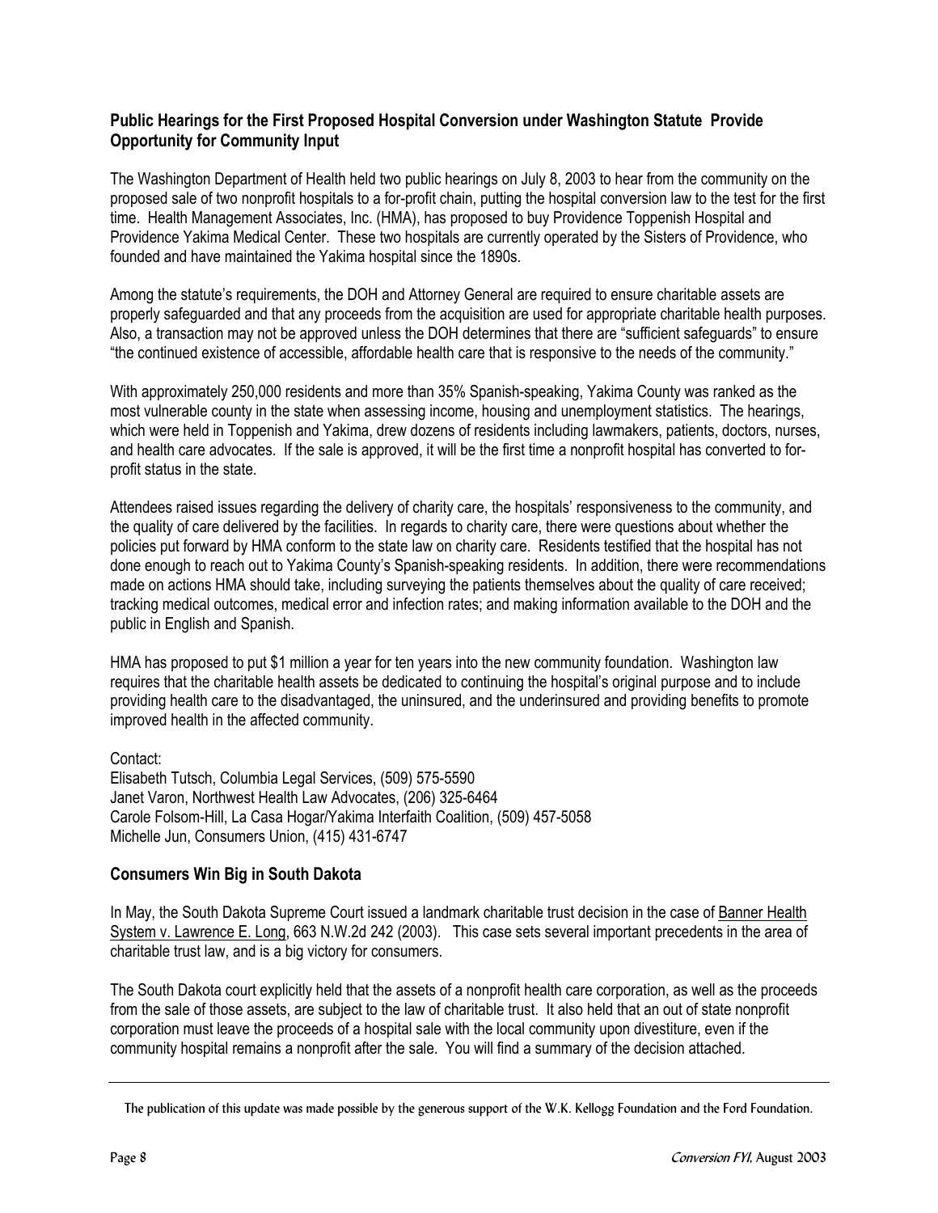## Public Hearings for the First Proposed Hospital Conversion under Washington Statute Provide Opportunity for Community Input

The Washington Department of Health held two public hearings on July 8, 2003 to hear from the community on the proposed sale of two nonprofit hospitals to a for-profit chain, putting the hospital conversion law to the test for the first time. Health Management Associates, Inc. (HMA), has proposed to buy Providence Toppenish Hospital and Providence Yakima Medical Center. These two hospitals are currently operated by the Sisters of Providence, who founded and have maintained the Yakima hospital since the 1890s.

Among the statute's requirements, the DOH and Attorney General are required to ensure charitable assets are properly safeguarded and that any proceeds from the acquisition are used for appropriate charitable health purposes. Also, a transaction may not be approved unless the DOH determines that there are "sufficient safeguards" to ensure "the continued existence of accessible, affordable health care that is responsive to the needs of the community."

With approximately 250,000 residents and more than 35% Spanish-speaking, Yakima County was ranked as the most vulnerable county in the state when assessing income, housing and unemployment statistics. The hearings, which were held in Toppenish and Yakima, drew dozens of residents including lawmakers, patients, doctors, nurses, and health care advocates. If the sale is approved, it will be the first time a nonprofit hospital has converted to for-profit status in the state.

Attendees raised issues regarding the delivery of charity care, the hospitals' responsiveness to the community, and the quality of care delivered by the facilities. In regards to charity care, there were questions about whether the policies put forward by HMA conform to the state law on charity care. Residents testified that the hospital has not done enough to reach out to Yakima County's Spanish-speaking residents. In addition, there were recommendations made on actions HMA should take, including surveying the patients themselves about the quality of care received; tracking medical outcomes, medical error and infection rates; and making information available to the DOH and the public in English and Spanish.

HMA has proposed to put $1 million a year for ten years into the new community foundation. Washington law requires that the charitable health assets be dedicated to continuing the hospital's original purpose and to include providing health care to the disadvantaged, the uninsured, and the underinsured and providing benefits to promote improved health in the affected community.

Contact:
Elisabeth Tutsch, Columbia Legal Services, (509) 575-5590
Janet Varon, Northwest Health Law Advocates, (206) 325-6464
Carole Folsom-Hill, La Casa Hogar/Yakima Interfaith Coalition, (509) 457-5058
Michelle Jun, Consumers Union, (415) 431-6747

## Consumers Win Big in South Dakota

In May, the South Dakota Supreme Court issued a landmark charitable trust decision in the case of Banner Health System v. Lawrence E. Long, 663 N.W.2d 242 (2003). This case sets several important precedents in the area of charitable trust law, and is a big victory for consumers.

The South Dakota court explicitly held that the assets of a nonprofit health care corporation, as well as the proceeds from the sale of those assets, are subject to the law of charitable trust. It also held that an out of state nonprofit corporation must leave the proceeds of a hospital sale with the local community upon divestiture, even if the community hospital remains a nonprofit after the sale. You will find a summary of the decision attached.

---

The publication of this update was made possible by the generous support of the W.K. Kellogg Foundation and the Ford Foundation.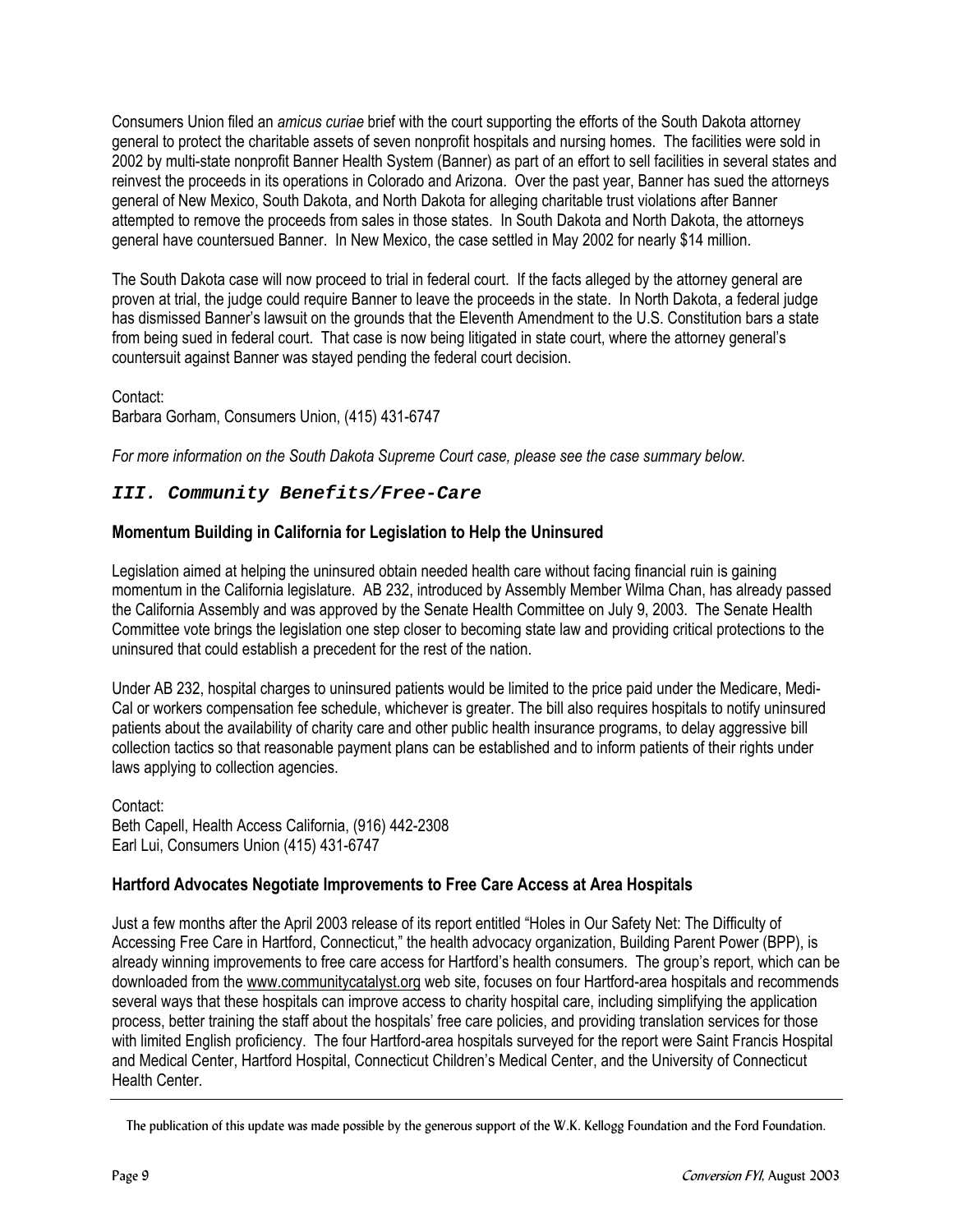Consumers Union filed an *amicus curiae* brief with the court supporting the efforts of the South Dakota attorney general to protect the charitable assets of seven nonprofit hospitals and nursing homes. The facilities were sold in 2002 by multi-state nonprofit Banner Health System (Banner) as part of an effort to sell facilities in several states and reinvest the proceeds in its operations in Colorado and Arizona. Over the past year, Banner has sued the attorneys general of New Mexico, South Dakota, and North Dakota for alleging charitable trust violations after Banner attempted to remove the proceeds from sales in those states. In South Dakota and North Dakota, the attorneys general have countersued Banner. In New Mexico, the case settled in May 2002 for nearly $14 million.

The South Dakota case will now proceed to trial in federal court. If the facts alleged by the attorney general are proven at trial, the judge could require Banner to leave the proceeds in the state. In North Dakota, a federal judge has dismissed Banner's lawsuit on the grounds that the Eleventh Amendment to the U.S. Constitution bars a state from being sued in federal court. That case is now being litigated in state court, where the attorney general's countersuit against Banner was stayed pending the federal court decision.

Contact:
Barbara Gorham, Consumers Union, (415) 431-6747

*For more information on the South Dakota Supreme Court case, please see the case summary below.*

## *III. Community Benefits/Free-Care*

### Momentum Building in California for Legislation to Help the Uninsured

Legislation aimed at helping the uninsured obtain needed health care without facing financial ruin is gaining momentum in the California legislature. AB 232, introduced by Assembly Member Wilma Chan, has already passed the California Assembly and was approved by the Senate Health Committee on July 9, 2003. The Senate Health Committee vote brings the legislation one step closer to becoming state law and providing critical protections to the uninsured that could establish a precedent for the rest of the nation.

Under AB 232, hospital charges to uninsured patients would be limited to the price paid under the Medicare, Medi-Cal or workers compensation fee schedule, whichever is greater. The bill also requires hospitals to notify uninsured patients about the availability of charity care and other public health insurance programs, to delay aggressive bill collection tactics so that reasonable payment plans can be established and to inform patients of their rights under laws applying to collection agencies.

Contact:
Beth Capell, Health Access California, (916) 442-2308
Earl Lui, Consumers Union (415) 431-6747

### Hartford Advocates Negotiate Improvements to Free Care Access at Area Hospitals

Just a few months after the April 2003 release of its report entitled "Holes in Our Safety Net: The Difficulty of Accessing Free Care in Hartford, Connecticut," the health advocacy organization, Building Parent Power (BPP), is already winning improvements to free care access for Hartford's health consumers. The group's report, which can be downloaded from the www.communitycatalyst.org web site, focuses on four Hartford-area hospitals and recommends several ways that these hospitals can improve access to charity hospital care, including simplifying the application process, better training the staff about the hospitals' free care policies, and providing translation services for those with limited English proficiency. The four Hartford-area hospitals surveyed for the report were Saint Francis Hospital and Medical Center, Hartford Hospital, Connecticut Children's Medical Center, and the University of Connecticut Health Center.

The publication of this update was made possible by the generous support of the W.K. Kellogg Foundation and the Ford Foundation.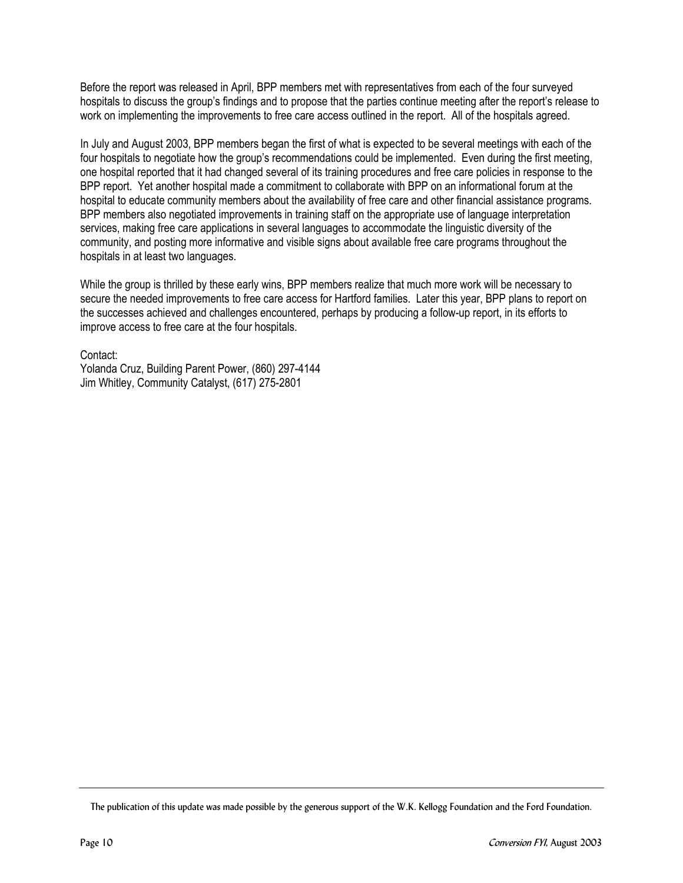Before the report was released in April, BPP members met with representatives from each of the four surveyed hospitals to discuss the group's findings and to propose that the parties continue meeting after the report's release to work on implementing the improvements to free care access outlined in the report. All of the hospitals agreed.

In July and August 2003, BPP members began the first of what is expected to be several meetings with each of the four hospitals to negotiate how the group's recommendations could be implemented. Even during the first meeting, one hospital reported that it had changed several of its training procedures and free care policies in response to the BPP report. Yet another hospital made a commitment to collaborate with BPP on an informational forum at the hospital to educate community members about the availability of free care and other financial assistance programs. BPP members also negotiated improvements in training staff on the appropriate use of language interpretation services, making free care applications in several languages to accommodate the linguistic diversity of the community, and posting more informative and visible signs about available free care programs throughout the hospitals in at least two languages.

While the group is thrilled by these early wins, BPP members realize that much more work will be necessary to secure the needed improvements to free care access for Hartford families. Later this year, BPP plans to report on the successes achieved and challenges encountered, perhaps by producing a follow-up report, in its efforts to improve access to free care at the four hospitals.

Contact:
Yolanda Cruz, Building Parent Power, (860) 297-4144
Jim Whitley, Community Catalyst, (617) 275-2801

---

The publication of this update was made possible by the generous support of the W.K. Kellogg Foundation and the Ford Foundation.